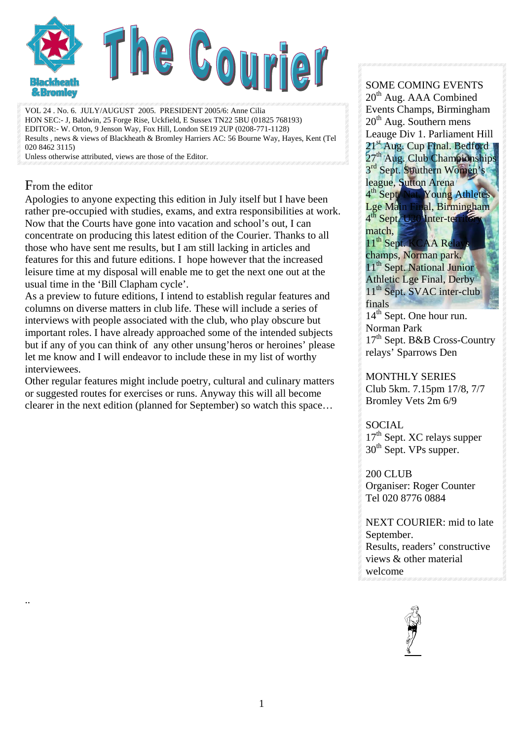# The Courier

Blackheath & Bromley

VOL 24 . No. 6. JULY/AUGUST 2005. PRESIDENT 2005/6: Anne Cilia
HON SEC:- J, Baldwin, 25 Forge Rise, Uckfield, E Sussex TN22 5BU (01825 768193)
EDITOR:- W. Orton, 9 Jenson Way, Fox Hill, London SE19 2UP (0208-771-1128)
Results , news & views of Blackheath & Bromley Harriers AC: 56 Bourne Way, Hayes, Kent (Tel 020 8462 3115)
Unless otherwise attributed, views are those of the Editor.

## From the editor

Apologies to anyone expecting this edition in July itself but I have been rather pre-occupied with studies, exams, and extra responsibilities at work. Now that the Courts have gone into vacation and school's out, I can concentrate on producing this latest edition of the Courier. Thanks to all those who have sent me results, but I am still lacking in articles and features for this and future editions. I hope however that the increased leisure time at my disposal will enable me to get the next one out at the usual time in the 'Bill Clapham cycle'.

As a preview to future editions, I intend to establish regular features and columns on diverse matters in club life. These will include a series of interviews with people associated with the club, who play obscure but important roles. I have already approached some of the intended subjects but if any of you can think of any other unsung'heros or heroines' please let me know and I will endeavor to include these in my list of worthy interviewees.

Other regular features might include poetry, cultural and culinary matters or suggested routes for exercises or runs. Anyway this will all become clearer in the next edition (planned for September) so watch this space…

..

SOME COMING EVENTS
20th Aug. AAA Combined Events Champs, Birmingham
20th Aug. Southern mens Leauge Div 1. Parliament Hill
21st Aug. Cup Final. Bedford
27th Aug. Club Championships
3rd Sept. Southern Women's league, Sutton Arena
4th Sept. Nat. Young Athletes Lge Main Final, Birmingham
4th Sept. U20 Inter-territory match,
11th Sept. KCAA Relays champs, Norman park.
11th Sept. National Junior Athletic Lge Final, Derby
11th Sept. SVAC inter-club finals
14th Sept. One hour run. Norman Park
17th Sept. B&B Cross-Country relays' Sparrows Den

MONTHLY SERIES
Club 5km. 7.15pm 17/8, 7/7
Bromley Vets 2m 6/9

SOCIAL
17th Sept. XC relays supper
30th Sept. VPs supper.

200 CLUB
Organiser: Roger Counter
Tel 020 8776 0884

NEXT COURIER: mid to late September.
Results, readers' constructive views & other material welcome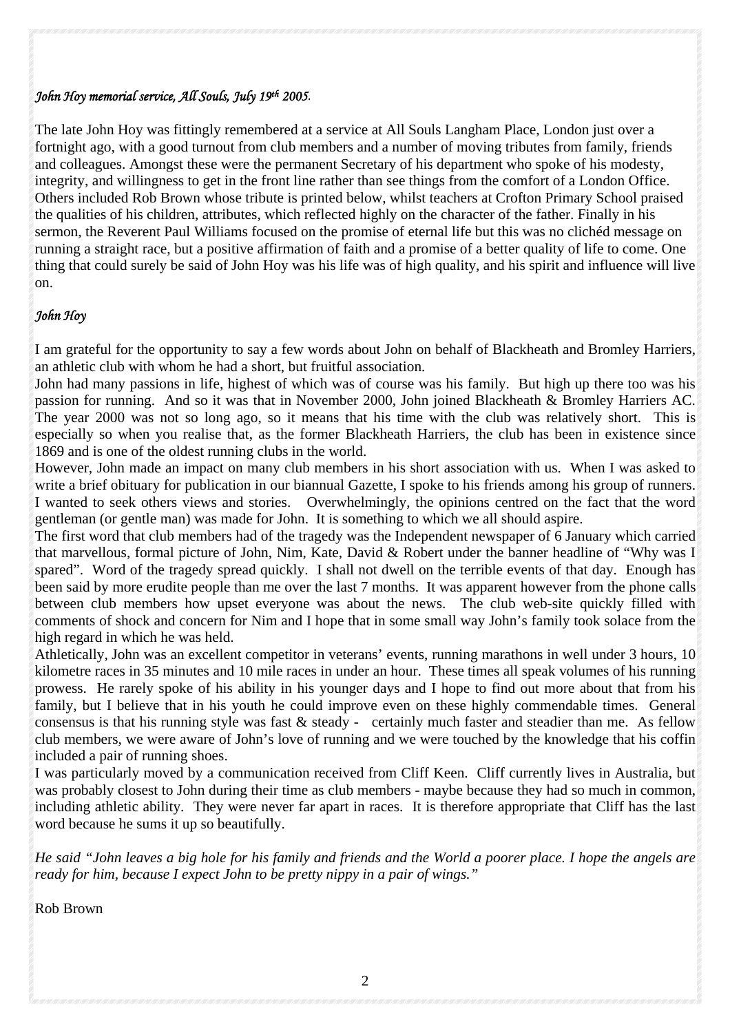*John Hoy memorial service, All Souls, July 19th 2005.*

The late John Hoy was fittingly remembered at a service at All Souls Langham Place, London just over a fortnight ago, with a good turnout from club members and a number of moving tributes from family, friends and colleagues. Amongst these were the permanent Secretary of his department who spoke of his modesty, integrity, and willingness to get in the front line rather than see things from the comfort of a London Office. Others included Rob Brown whose tribute is printed below, whilst teachers at Crofton Primary School praised the qualities of his children, attributes, which reflected highly on the character of the father. Finally in his sermon, the Reverent Paul Williams focused on the promise of eternal life but this was no clichéd message on running a straight race, but a positive affirmation of faith and a promise of a better quality of life to come. One thing that could surely be said of John Hoy was his life was of high quality, and his spirit and influence will live on.

*John Hoy*

I am grateful for the opportunity to say a few words about John on behalf of Blackheath and Bromley Harriers, an athletic club with whom he had a short, but fruitful association.

John had many passions in life, highest of which was of course was his family. But high up there too was his passion for running. And so it was that in November 2000, John joined Blackheath & Bromley Harriers AC. The year 2000 was not so long ago, so it means that his time with the club was relatively short. This is especially so when you realise that, as the former Blackheath Harriers, the club has been in existence since 1869 and is one of the oldest running clubs in the world.

However, John made an impact on many club members in his short association with us. When I was asked to write a brief obituary for publication in our biannual Gazette, I spoke to his friends among his group of runners. I wanted to seek others views and stories. Overwhelmingly, the opinions centred on the fact that the word gentleman (or gentle man) was made for John. It is something to which we all should aspire.

The first word that club members had of the tragedy was the Independent newspaper of 6 January which carried that marvellous, formal picture of John, Nim, Kate, David & Robert under the banner headline of "Why was I spared". Word of the tragedy spread quickly. I shall not dwell on the terrible events of that day. Enough has been said by more erudite people than me over the last 7 months. It was apparent however from the phone calls between club members how upset everyone was about the news. The club web-site quickly filled with comments of shock and concern for Nim and I hope that in some small way John's family took solace from the high regard in which he was held.

Athletically, John was an excellent competitor in veterans' events, running marathons in well under 3 hours, 10 kilometre races in 35 minutes and 10 mile races in under an hour. These times all speak volumes of his running prowess. He rarely spoke of his ability in his younger days and I hope to find out more about that from his family, but I believe that in his youth he could improve even on these highly commendable times. General consensus is that his running style was fast & steady - certainly much faster and steadier than me. As fellow club members, we were aware of John's love of running and we were touched by the knowledge that his coffin included a pair of running shoes.

I was particularly moved by a communication received from Cliff Keen. Cliff currently lives in Australia, but was probably closest to John during their time as club members - maybe because they had so much in common, including athletic ability. They were never far apart in races. It is therefore appropriate that Cliff has the last word because he sums it up so beautifully.

*He said "John leaves a big hole for his family and friends and the World a poorer place. I hope the angels are ready for him, because I expect John to be pretty nippy in a pair of wings."*

Rob Brown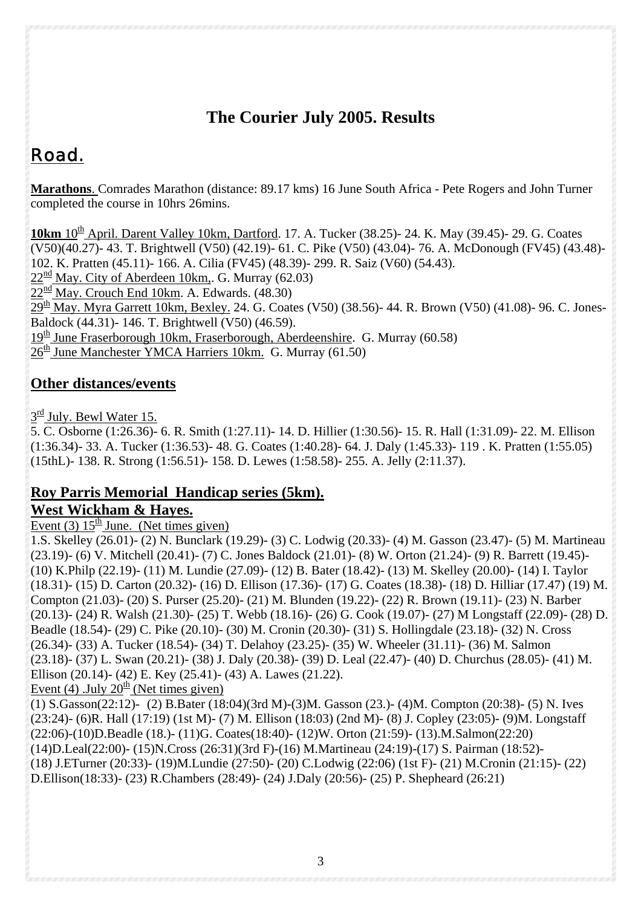# The Courier July 2005. Results

## Road.

**Marathons**. Comrades Marathon (distance: 89.17 kms) 16 June South Africa - Pete Rogers and John Turner completed the course in 10hrs 26mins.

**10km** 10th April. Darent Valley 10km, Dartford. 17. A. Tucker (38.25)- 24. K. May (39.45)- 29. G. Coates (V50)(40.27)- 43. T. Brightwell (V50) (42.19)- 61. C. Pike (V50) (43.04)- 76. A. McDonough (FV45) (43.48)- 102. K. Pratten (45.11)- 166. A. Cilia (FV45) (48.39)- 299. R. Saiz (V60) (54.43).
22nd May. City of Aberdeen 10km,. G. Murray (62.03)
22nd May. Crouch End 10km. A. Edwards. (48.30)
29th May. Myra Garrett 10km, Bexley. 24. G. Coates (V50) (38.56)- 44. R. Brown (V50) (41.08)- 96. C. Jones-Baldock (44.31)- 146. T. Brightwell (V50) (46.59).
19th June Fraserborough 10km, Fraserborough, Aberdeenshire. G. Murray (60.58)
26th June Manchester YMCA Harriers 10km. G. Murray (61.50)

### Other distances/events

3rd July. Bewl Water 15.
5. C. Osborne (1:26.36)- 6. R. Smith (1:27.11)- 14. D. Hillier (1:30.56)- 15. R. Hall (1:31.09)- 22. M. Ellison (1:36.34)- 33. A. Tucker (1:36.53)- 48. G. Coates (1:40.28)- 64. J. Daly (1:45.33)- 119 . K. Pratten (1:55.05) (15thL)- 138. R. Strong (1:56.51)- 158. D. Lewes (1:58.58)- 255. A. Jelly (2:11.37).

### Roy Parris Memorial Handicap series (5km).
### West Wickham & Hayes.

Event (3) 15th June. (Net times given)
1.S. Skelley (26.01)- (2) N. Bunclark (19.29)- (3) C. Lodwig (20.33)- (4) M. Gasson (23.47)- (5) M. Martineau (23.19)- (6) V. Mitchell (20.41)- (7) C. Jones Baldock (21.01)- (8) W. Orton (21.24)- (9) R. Barrett (19.45)- (10) K.Philp (22.19)- (11) M. Lundie (27.09)- (12) B. Bater (18.42)- (13) M. Skelley (20.00)- (14) I. Taylor (18.31)- (15) D. Carton (20.32)- (16) D. Ellison (17.36)- (17) G. Coates (18.38)- (18) D. Hilliar (17.47) (19) M. Compton (21.03)- (20) S. Purser (25.20)- (21) M. Blunden (19.22)- (22) R. Brown (19.11)- (23) N. Barber (20.13)- (24) R. Walsh (21.30)- (25) T. Webb (18.16)- (26) G. Cook (19.07)- (27) M Longstaff (22.09)- (28) D. Beadle (18.54)- (29) C. Pike (20.10)- (30) M. Cronin (20.30)- (31) S. Hollingdale (23.18)- (32) N. Cross (26.34)- (33) A. Tucker (18.54)- (34) T. Delahoy (23.25)- (35) W. Wheeler (31.11)- (36) M. Salmon (23.18)- (37) L. Swan (20.21)- (38) J. Daly (20.38)- (39) D. Leal (22.47)- (40) D. Churchus (28.05)- (41) M. Ellison (20.14)- (42) E. Key (25.41)- (43) A. Lawes (21.22).

Event (4) .July 20th (Net times given)
(1) S.Gasson(22:12)- (2) B.Bater (18:04)(3rd M)-(3)M. Gasson (23.)- (4)M. Compton (20:38)- (5) N. Ives (23:24)- (6)R. Hall (17:19) (1st M)- (7) M. Ellison (18:03) (2nd M)- (8) J. Copley (23:05)- (9)M. Longstaff (22:06)-(10)D.Beadle (18.)- (11)G. Coates(18:40)- (12)W. Orton (21:59)- (13).M.Salmon(22:20) (14)D.Leal(22:00)- (15)N.Cross (26:31)(3rd F)-(16) M.Martineau (24:19)-(17) S. Pairman (18:52)- (18) J.ETurner (20:33)- (19)M.Lundie (27:50)- (20) C.Lodwig (22:06) (1st F)- (21) M.Cronin (21:15)- (22) D.Ellison(18:33)- (23) R.Chambers (28:49)- (24) J.Daly (20:56)- (25) P. Shepheard (26:21)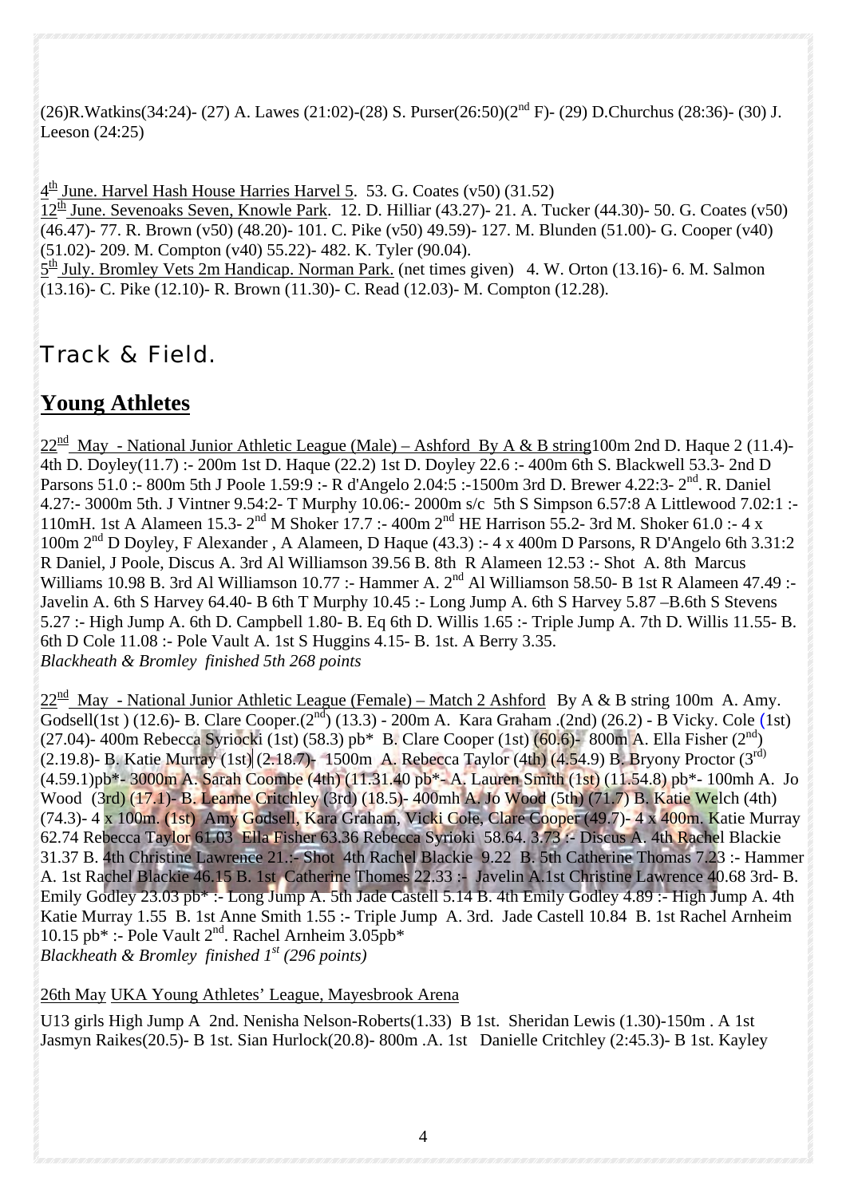(26)R.Watkins(34:24)- (27) A. Lawes (21:02)-(28) S. Purser(26:50)(2nd F)- (29) D.Churchus (28:36)- (30) J. Leeson (24:25)

4th June. Harvel Hash House Harries Harvel 5. 53. G. Coates (v50) (31.52)
12th June. Sevenoaks Seven, Knowle Park. 12. D. Hilliar (43.27)- 21. A. Tucker (44.30)- 50. G. Coates (v50) (46.47)- 77. R. Brown (v50) (48.20)- 101. C. Pike (v50) 49.59)- 127. M. Blunden (51.00)- G. Cooper (v40) (51.02)- 209. M. Compton (v40) 55.22)- 482. K. Tyler (90.04).
5th July. Bromley Vets 2m Handicap. Norman Park. (net times given) 4. W. Orton (13.16)- 6. M. Salmon (13.16)- C. Pike (12.10)- R. Brown (11.30)- C. Read (12.03)- M. Compton (12.28).

# Track & Field.

## Young Athletes

22nd May - National Junior Athletic League (Male) – Ashford By A & B string100m 2nd D. Haque 2 (11.4)- 4th D. Doyley(11.7) :- 200m 1st D. Haque (22.2) 1st D. Doyley 22.6 :- 400m 6th S. Blackwell 53.3- 2nd D Parsons 51.0 :- 800m 5th J Poole 1.59:9 :- R d'Angelo 2.04:5 :-1500m 3rd D. Brewer 4.22:3- 2nd. R. Daniel 4.27:- 3000m 5th. J Vintner 9.54:2- T Murphy 10.06:- 2000m s/c 5th S Simpson 6.57:8 A Littlewood 7.02:1 :- 110mH. 1st A Alameen 15.3- 2nd M Shoker 17.7 :- 400m 2nd HE Harrison 55.2- 3rd M. Shoker 61.0 :- 4 x 100m 2nd D Doyley, F Alexander , A Alameen, D Haque (43.3) :- 4 x 400m D Parsons, R D'Angelo 6th 3.31:2 R Daniel, J Poole, Discus A. 3rd Al Williamson 39.56 B. 8th R Alameen 12.53 :- Shot A. 8th Marcus Williams 10.98 B. 3rd Al Williamson 10.77 :- Hammer A. 2nd Al Williamson 58.50- B 1st R Alameen 47.49 :- Javelin A. 6th S Harvey 64.40- B 6th T Murphy 10.45 :- Long Jump A. 6th S Harvey 5.87 –B.6th S Stevens 5.27 :- High Jump A. 6th D. Campbell 1.80- B. Eq 6th D. Willis 1.65 :- Triple Jump A. 7th D. Willis 11.55- B. 6th D Cole 11.08 :- Pole Vault A. 1st S Huggins 4.15- B. 1st. A Berry 3.35.
*Blackheath & Bromley finished 5th 268 points*

22nd May - National Junior Athletic League (Female) – Match 2 Ashford By A & B string 100m A. Amy. Godsell(1st ) (12.6)- B. Clare Cooper.(2nd) (13.3) - 200m A. Kara Graham .(2nd) (26.2) - B Vicky. Cole (1st) (27.04)- 400m Rebecca Syriocki (1st) (58.3) pb* B. Clare Cooper (1st) (60.6)- 800m A. Ella Fisher (2nd) (2.19.8)- B. Katie Murray (1st) (2.18.7)- 1500m A. Rebecca Taylor (4th) (4.54.9) B. Bryony Proctor (3rd) (4.59.1)pb*- 3000m A. Sarah Coombe (4th) (11.31.40 pb*- A. Lauren Smith (1st) (11.54.8) pb*- 100mh A. Jo Wood (3rd) (17.1)- B. Leanne Critchley (3rd) (18.5)- 400mh A. Jo Wood (5th) (71.7) B. Katie Welch (4th) (74.3)- 4 x 100m. (1st) Amy Godsell, Kara Graham, Vicki Cole, Clare Cooper (49.7)- 4 x 400m. Katie Murray 62.74 Rebecca Taylor 61.03 Ella Fisher 63.36 Rebecca Syrioki 58.64. 3.73 :- Discus A. 4th Rachel Blackie 31.37 B. 4th Christine Lawrence 21.:- Shot 4th Rachel Blackie 9.22 B. 5th Catherine Thomas 7.23 :- Hammer A. 1st Rachel Blackie 46.15 B. 1st Catherine Thomes 22.33 :- Javelin A.1st Christine Lawrence 40.68 3rd- B. Emily Godley 23.03 pb* :- Long Jump A. 5th Jade Castell 5.14 B. 4th Emily Godley 4.89 :- High Jump A. 4th Katie Murray 1.55 B. 1st Anne Smith 1.55 :- Triple Jump A. 3rd. Jade Castell 10.84 B. 1st Rachel Arnheim 10.15 pb* :- Pole Vault 2nd. Rachel Arnheim 3.05pb*
*Blackheath & Bromley finished 1st (296 points)*

26th May UKA Young Athletes' League, Mayesbrook Arena

U13 girls High Jump A 2nd. Nenisha Nelson-Roberts(1.33) B 1st. Sheridan Lewis (1.30)-150m . A 1st Jasmyn Raikes(20.5)- B 1st. Sian Hurlock(20.8)- 800m .A. 1st Danielle Critchley (2:45.3)- B 1st. Kayley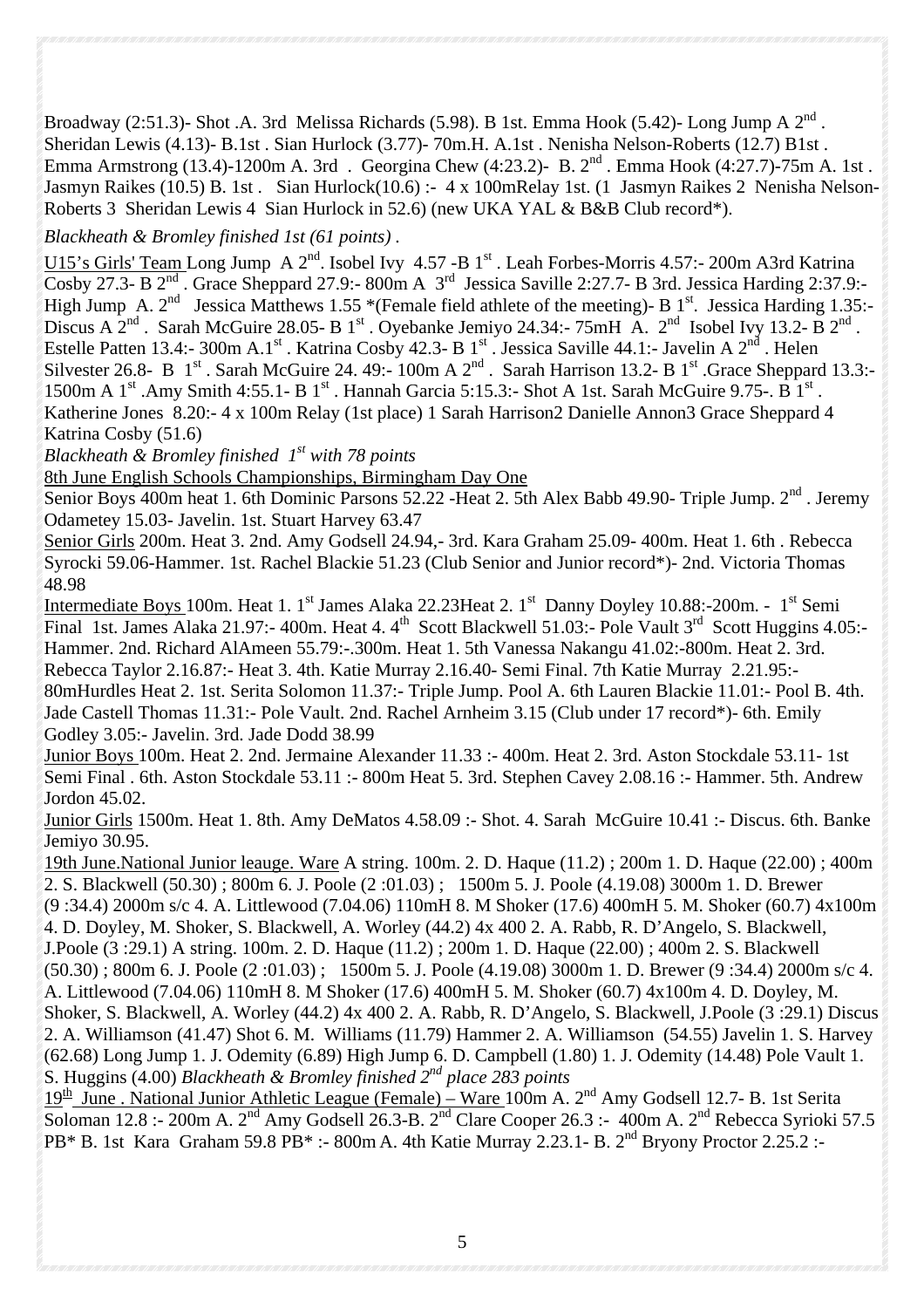Broadway (2:51.3)- Shot .A. 3rd Melissa Richards (5.98). B 1st. Emma Hook (5.42)- Long Jump A 2nd . Sheridan Lewis (4.13)- B.1st . Sian Hurlock (3.77)- 70m.H. A.1st . Nenisha Nelson-Roberts (12.7) B1st . Emma Armstrong (13.4)-1200m A. 3rd . Georgina Chew (4:23.2)- B. 2nd . Emma Hook (4:27.7)-75m A. 1st . Jasmyn Raikes (10.5) B. 1st . Sian Hurlock(10.6) :- 4 x 100mRelay 1st. (1 Jasmyn Raikes 2 Nenisha Nelson-Roberts 3 Sheridan Lewis 4 Sian Hurlock in 52.6) (new UKA YAL & B&B Club record*).

*Blackheath & Bromley finished 1st (61 points) .*

U15's Girls' Team Long Jump A 2nd. Isobel Ivy 4.57 -B 1st . Leah Forbes-Morris 4.57:- 200m A3rd Katrina Cosby 27.3- B 2nd . Grace Sheppard 27.9:- 800m A 3rd Jessica Saville 2:27.7- B 3rd. Jessica Harding 2:37.9:- High Jump A. 2nd Jessica Matthews 1.55 *(Female field athlete of the meeting)- B 1st. Jessica Harding 1.35:- Discus A 2nd . Sarah McGuire 28.05- B 1st . Oyebanke Jemiyo 24.34:- 75mH A. 2nd Isobel Ivy 13.2- B 2nd . Estelle Patten 13.4:- 300m A.1st . Katrina Cosby 42.3- B 1st . Jessica Saville 44.1:- Javelin A 2nd . Helen Silvester 26.8- B 1st . Sarah McGuire 24. 49:- 100m A 2nd . Sarah Harrison 13.2- B 1st .Grace Sheppard 13.3:- 1500m A 1st .Amy Smith 4:55.1- B 1st . Hannah Garcia 5:15.3:- Shot A 1st. Sarah McGuire 9.75-. B 1st . Katherine Jones 8.20:- 4 x 100m Relay (1st place) 1 Sarah Harrison2 Danielle Annon3 Grace Sheppard 4 Katrina Cosby (51.6)

*Blackheath & Bromley finished 1st with 78 points*

8th June English Schools Championships, Birmingham Day One

Senior Boys 400m heat 1. 6th Dominic Parsons 52.22 -Heat 2. 5th Alex Babb 49.90- Triple Jump. 2nd . Jeremy Odametey 15.03- Javelin. 1st. Stuart Harvey 63.47

Senior Girls 200m. Heat 3. 2nd. Amy Godsell 24.94,- 3rd. Kara Graham 25.09- 400m. Heat 1. 6th . Rebecca Syrocki 59.06-Hammer. 1st. Rachel Blackie 51.23 (Club Senior and Junior record*)- 2nd. Victoria Thomas 48.98

Intermediate Boys 100m. Heat 1. 1st James Alaka 22.23Heat 2. 1st Danny Doyley 10.88:-200m. - 1st Semi Final 1st. James Alaka 21.97:- 400m. Heat 4. 4th Scott Blackwell 51.03:- Pole Vault 3rd Scott Huggins 4.05:- Hammer. 2nd. Richard AlAmeen 55.79:-.300m. Heat 1. 5th Vanessa Nakangu 41.02:-800m. Heat 2. 3rd. Rebecca Taylor 2.16.87:- Heat 3. 4th. Katie Murray 2.16.40- Semi Final. 7th Katie Murray 2.21.95:- 80mHurdles Heat 2. 1st. Serita Solomon 11.37:- Triple Jump. Pool A. 6th Lauren Blackie 11.01:- Pool B. 4th. Jade Castell Thomas 11.31:- Pole Vault. 2nd. Rachel Arnheim 3.15 (Club under 17 record*)- 6th. Emily Godley 3.05:- Javelin. 3rd. Jade Dodd 38.99

Junior Boys 100m. Heat 2. 2nd. Jermaine Alexander 11.33 :- 400m. Heat 2. 3rd. Aston Stockdale 53.11- 1st Semi Final . 6th. Aston Stockdale 53.11 :- 800m Heat 5. 3rd. Stephen Cavey 2.08.16 :- Hammer. 5th. Andrew Jordon 45.02.

Junior Girls 1500m. Heat 1. 8th. Amy DeMatos 4.58.09 :- Shot. 4. Sarah McGuire 10.41 :- Discus. 6th. Banke Jemiyo 30.95.

19th June.National Junior leauge. Ware A string. 100m. 2. D. Haque (11.2) ; 200m 1. D. Haque (22.00) ; 400m 2. S. Blackwell (50.30) ; 800m 6. J. Poole (2 :01.03) ; 1500m 5. J. Poole (4.19.08) 3000m 1. D. Brewer (9 :34.4) 2000m s/c 4. A. Littlewood (7.04.06) 110mH 8. M Shoker (17.6) 400mH 5. M. Shoker (60.7) 4x100m 4. D. Doyley, M. Shoker, S. Blackwell, A. Worley (44.2) 4x 400 2. A. Rabb, R. D'Angelo, S. Blackwell, J.Poole (3 :29.1) A string. 100m. 2. D. Haque (11.2) ; 200m 1. D. Haque (22.00) ; 400m 2. S. Blackwell (50.30) ; 800m 6. J. Poole (2 :01.03) ; 1500m 5. J. Poole (4.19.08) 3000m 1. D. Brewer (9 :34.4) 2000m s/c 4. A. Littlewood (7.04.06) 110mH 8. M Shoker (17.6) 400mH 5. M. Shoker (60.7) 4x100m 4. D. Doyley, M. Shoker, S. Blackwell, A. Worley (44.2) 4x 400 2. A. Rabb, R. D'Angelo, S. Blackwell, J.Poole (3 :29.1) Discus 2. A. Williamson (41.47) Shot 6. M. Williams (11.79) Hammer 2. A. Williamson (54.55) Javelin 1. S. Harvey (62.68) Long Jump 1. J. Odemity (6.89) High Jump 6. D. Campbell (1.80) 1. J. Odemity (14.48) Pole Vault 1. S. Huggins (4.00) *Blackheath & Bromley finished 2nd place 283 points*

19th June . National Junior Athletic League (Female) – Ware 100m A. 2nd Amy Godsell 12.7- B. 1st Serita Soloman 12.8 :- 200m A. 2nd Amy Godsell 26.3-B. 2nd Clare Cooper 26.3 :- 400m A. 2nd Rebecca Syrioki 57.5 PB* B. 1st Kara Graham 59.8 PB* :- 800m A. 4th Katie Murray 2.23.1- B. 2nd Bryony Proctor 2.25.2 :-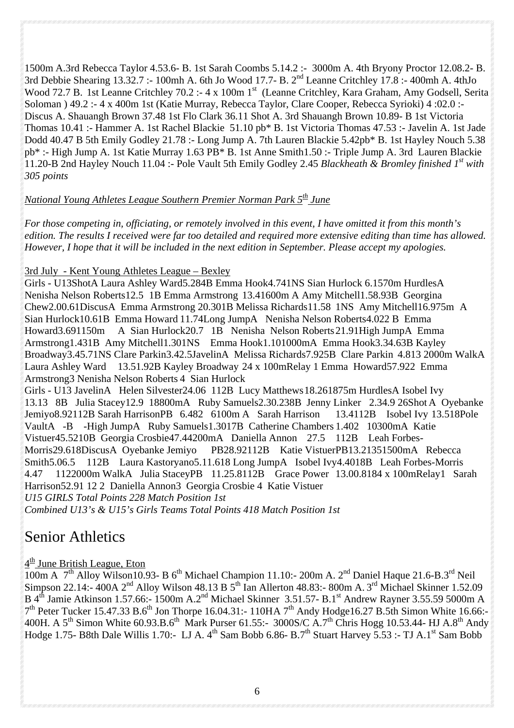1500m A.3rd Rebecca Taylor 4.53.6- B. 1st Sarah Coombs 5.14.2 :- 3000m A. 4th Bryony Proctor 12.08.2- B. 3rd Debbie Shearing 13.32.7 :- 100mh A. 6th Jo Wood 17.7- B. 2nd Leanne Critchley 17.8 :- 400mh A. 4thJo Wood 72.7 B. 1st Leanne Critchley 70.2 :- 4 x 100m 1st (Leanne Critchley, Kara Graham, Amy Godsell, Serita Soloman ) 49.2 :- 4 x 400m 1st (Katie Murray, Rebecca Taylor, Clare Cooper, Rebecca Syrioki) 4 :02.0 :- Discus A. Shauangh Brown 37.48 1st Flo Clark 36.11 Shot A. 3rd Shauangh Brown 10.89- B 1st Victoria Thomas 10.41 :- Hammer A. 1st Rachel Blackie 51.10 pb* B. 1st Victoria Thomas 47.53 :- Javelin A. 1st Jade Dodd 40.47 B 5th Emily Godley 21.78 :- Long Jump A. 7th Lauren Blackie 5.42pb* B. 1st Hayley Nouch 5.38 pb* :- High Jump A. 1st Katie Murray 1.63 PB* B. 1st Anne Smith1.50 :- Triple Jump A. 3rd Lauren Blackie 11.20-B 2nd Hayley Nouch 11.04 :- Pole Vault 5th Emily Godley 2.45 *Blackheath & Bromley finished 1st with 305 points*

*National Young Athletes League Southern Premier Norman Park 5th June*

*For those competing in, officiating, or remotely involved in this event, I have omitted it from this month's edition. The results I received were far too detailed and required more extensive editing than time has allowed. However, I hope that it will be included in the next edition in September. Please accept my apologies.*

3rd July - Kent Young Athletes League – Bexley

Girls - U13ShotA Laura Ashley Ward5.284B Emma Hook4.741NS Sian Hurlock 6.1570m HurdlesA Nenisha Nelson Roberts12.5 1B Emma Armstrong 13.41600m A Amy Mitchell1.58.93B Georgina Chew2.00.61DiscusA Emma Armstrong 20.301B Melissa Richards11.58 1NS Amy Mitchell16.975m A Sian Hurlock10.61B Emma Howard 11.74Long JumpA Nenisha Nelson Roberts4.022 B Emma Howard3.691150m A Sian Hurlock20.7 1B Nenisha Nelson Roberts21.91High JumpA Emma Armstrong1.431B Amy Mitchell1.301NS Emma Hook1.101000mA Emma Hook3.34.63B Kayley Broadway3.45.71NS Clare Parkin3.42.5JavelinA Melissa Richards7.925B Clare Parkin 4.813 2000m WalkA Laura Ashley Ward 13.51.92B Kayley Broadway 24 x 100mRelay 1 Emma Howard57.922 Emma Armstrong3 Nenisha Nelson Roberts 4 Sian Hurlock

Girls - U13 JavelinA Helen Silvester24.06 112B Lucy Matthews18.261875m HurdlesA Isobel Ivy 13.13 8B Julia Stacey12.9 18800mA Ruby Samuels2.30.238B Jenny Linker 2.34.9 26Shot A Oyebanke Jemiyo8.92112B Sarah HarrisonPB 6.482 6100m A Sarah Harrison 13.4112B Isobel Ivy 13.518Pole VaultA -B -High JumpA Ruby Samuels1.3017B Catherine Chambers 1.402 10300mA Katie Vistuer45.5210B Georgia Crosbie47.44200mA Daniella Annon 27.5 112B Leah Forbes-Morris29.618DiscusA Oyebanke Jemiyo PB28.92112B Katie VistuerPB13.21351500mA Rebecca Smith5.06.5 112B Laura Kastoryano5.11.618 Long JumpA Isobel Ivy4.4018B Leah Forbes-Morris 4.47 1122000m WalkA Julia StaceyPB 11.25.8112B Grace Power 13.00.8184 x 100mRelay1 Sarah Harrison52.91 12 2 Daniella Annon3 Georgia Crosbie 4 Katie Vistuer

*U15 GIRLS Total Points 228 Match Position 1st*

*Combined U13's & U15's Girls Teams Total Points 418 Match Position 1st*

# Senior Athletics

4th June British League, Eton

100m A 7th Alloy Wilson10.93- B 6th Michael Champion 11.10:- 200m A. 2nd Daniel Haque 21.6-B.3rd Neil Simpson 22.14:- 400A 2nd Alloy Wilson 48.13 B 5th Ian Allerton 48.83:- 800m A. 3rd Michael Skinner 1.52.09 B 4th Jamie Atkinson 1.57.66:- 1500m A.2nd Michael Skinner 3.51.57- B.1st Andrew Rayner 3.55.59 5000m A 7th Peter Tucker 15.47.33 B.6th Jon Thorpe 16.04.31:- 110HA 7th Andy Hodge16.27 B.5th Simon White 16.66:- 400H. A 5th Simon White 60.93.B.6th Mark Purser 61.55:- 3000S/C A.7th Chris Hogg 10.53.44- HJ A.8th Andy Hodge 1.75- B8th Dale Willis 1.70:- LJ A. 4th Sam Bobb 6.86- B.7th Stuart Harvey 5.53 :- TJ A.1st Sam Bobb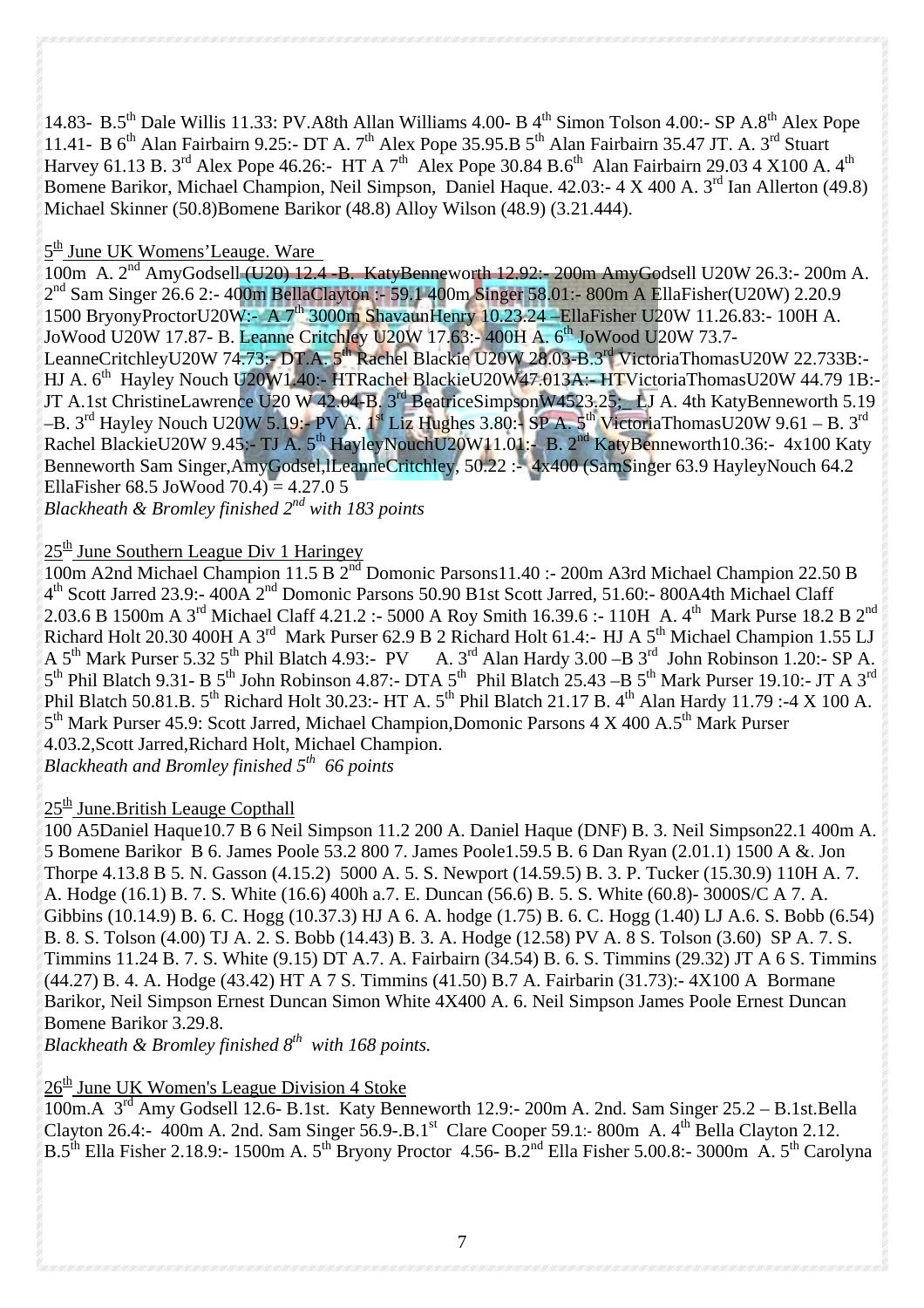14.83- B.5th Dale Willis 11.33: PV.A8th Allan Williams 4.00- B 4th Simon Tolson 4.00:- SP A.8th Alex Pope 11.41- B 6th Alan Fairbairn 9.25:- DT A. 7th Alex Pope 35.95.B 5th Alan Fairbairn 35.47 JT. A. 3rd Stuart Harvey 61.13 B. 3rd Alex Pope 46.26:- HT A 7th Alex Pope 30.84 B.6th Alan Fairbairn 29.03 4 X100 A. 4th Bomene Barikor, Michael Champion, Neil Simpson, Daniel Haque. 42.03:- 4 X 400 A. 3rd Ian Allerton (49.8) Michael Skinner (50.8)Bomene Barikor (48.8) Alloy Wilson (48.9) (3.21.444).

5th June UK Womens'Leauge. Ware

100m A. 2nd AmyGodsell (U20) 12.4 -B. KatyBenneworth 12.92:- 200m AmyGodsell U20W 26.3:- 200m A. 2nd Sam Singer 26.6 2:- 400m BellaClayton :- 59.1 400m Singer 58.01:- 800m A EllaFisher(U20W) 2.20.9 1500 BryonyProctorU20W:- A 7th 3000m ShavaunHenry 10.23.24 –EllaFisher U20W 11.26.83:- 100H A. JoWood U20W 17.87- B. Leanne Critchley U20W 17.63:- 400H A. 6th JoWood U20W 73.7- LeanneCritchleyU20W 74.73:- DT.A. 5th Rachel Blackie U20W 28.03-B.3rd VictoriaThomasU20W 22.733B:- HJ A. 6th Hayley Nouch U20W1.40:- HTRachel BlackieU20W47.013A:- HTVictoriaThomasU20W 44.79 1B:- JT A.1st ChristineLawrence U20 W 42.04-B. 3rd BeatriceSimpsonW4523.25;_LJ A. 4th KatyBenneworth 5.19 –B. 3rd Hayley Nouch U20W 5.19:- PV A. 1st Liz Hughes 3.80:- SP A. 5th VictoriaThomasU20W 9.61 – B. 3rd Rachel BlackieU20W 9.45:- TJ A. 5th HayleyNouchU20W11.01:- B. 2nd KatyBenneworth10.36:- 4x100 Katy Benneworth Sam Singer,AmyGodsel,lLeanneCritchley, 50.22 :- 4x400 (SamSinger 63.9 HayleyNouch 64.2 EllaFisher 68.5 JoWood 70.4) = 4.27.0 5

*Blackheath & Bromley finished 2nd with 183 points*

25th June Southern League Div 1 Haringey

100m A2nd Michael Champion 11.5 B 2nd Domonic Parsons11.40 :- 200m A3rd Michael Champion 22.50 B 4th Scott Jarred 23.9:- 400A 2nd Domonic Parsons 50.90 B1st Scott Jarred, 51.60:- 800A4th Michael Claff 2.03.6 B 1500m A 3rd Michael Claff 4.21.2 :- 5000 A Roy Smith 16.39.6 :- 110H A. 4th Mark Purse 18.2 B 2nd Richard Holt 20.30 400H A 3rd Mark Purser 62.9 B 2 Richard Holt 61.4:- HJ A 5th Michael Champion 1.55 LJ A 5th Mark Purser 5.32 5th Phil Blatch 4.93:- PV A. 3rd Alan Hardy 3.00 –B 3rd John Robinson 1.20:- SP A. 5th Phil Blatch 9.31- B 5th John Robinson 4.87:- DTA 5th Phil Blatch 25.43 –B 5th Mark Purser 19.10:- JT A 3rd Phil Blatch 50.81.B. 5th Richard Holt 30.23:- HT A. 5th Phil Blatch 21.17 B. 4th Alan Hardy 11.79 :-4 X 100 A. 5th Mark Purser 45.9: Scott Jarred, Michael Champion,Domonic Parsons 4 X 400 A.5th Mark Purser 4.03.2,Scott Jarred,Richard Holt, Michael Champion.

*Blackheath and Bromley finished 5th 66 points*

25th June.British Leauge Copthall

100 A5Daniel Haque10.7 B 6 Neil Simpson 11.2 200 A. Daniel Haque (DNF) B. 3. Neil Simpson22.1 400m A. 5 Bomene Barikor B 6. James Poole 53.2 800 7. James Poole1.59.5 B. 6 Dan Ryan (2.01.1) 1500 A &. Jon Thorpe 4.13.8 B 5. N. Gasson (4.15.2) 5000 A. 5. S. Newport (14.59.5) B. 3. P. Tucker (15.30.9) 110H A. 7. A. Hodge (16.1) B. 7. S. White (16.6) 400h a.7. E. Duncan (56.6) B. 5. S. White (60.8)- 3000S/C A 7. A. Gibbins (10.14.9) B. 6. C. Hogg (10.37.3) HJ A 6. A. hodge (1.75) B. 6. C. Hogg (1.40) LJ A.6. S. Bobb (6.54) B. 8. S. Tolson (4.00) TJ A. 2. S. Bobb (14.43) B. 3. A. Hodge (12.58) PV A. 8 S. Tolson (3.60) SP A. 7. S. Timmins 11.24 B. 7. S. White (9.15) DT A.7. A. Fairbairn (34.54) B. 6. S. Timmins (29.32) JT A 6 S. Timmins (44.27) B. 4. A. Hodge (43.42) HT A 7 S. Timmins (41.50) B.7 A. Fairbarin (31.73):- 4X100 A Bormane Barikor, Neil Simpson Ernest Duncan Simon White 4X400 A. 6. Neil Simpson James Poole Ernest Duncan Bomene Barikor 3.29.8.

*Blackheath & Bromley finished 8th with 168 points.*

26th June UK Women's League Division 4 Stoke

100m.A 3rd Amy Godsell 12.6- B.1st. Katy Benneworth 12.9:- 200m A. 2nd. Sam Singer 25.2 – B.1st.Bella Clayton 26.4:- 400m A. 2nd. Sam Singer 56.9-.B.1st Clare Cooper 59.1:- 800m A. 4th Bella Clayton 2.12. B.5th Ella Fisher 2.18.9:- 1500m A. 5th Bryony Proctor 4.56- B.2nd Ella Fisher 5.00.8:- 3000m A. 5th Carolyna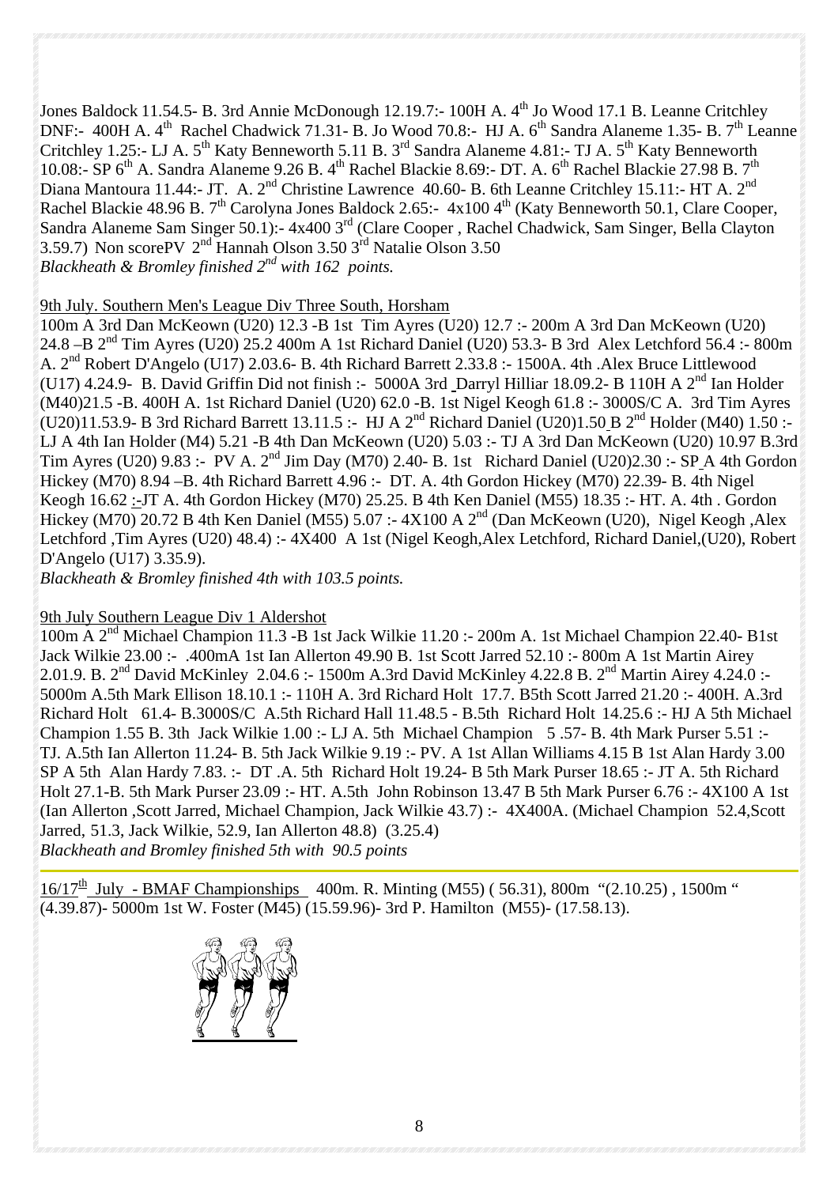Jones Baldock 11.54.5- B. 3rd Annie McDonough 12.19.7:- 100H A. 4th Jo Wood 17.1 B. Leanne Critchley DNF:- 400H A. 4th Rachel Chadwick 71.31- B. Jo Wood 70.8:- HJ A. 6th Sandra Alaneme 1.35- B. 7th Leanne Critchley 1.25:- LJ A. 5th Katy Benneworth 5.11 B. 3rd Sandra Alaneme 4.81:- TJ A. 5th Katy Benneworth 10.08:- SP 6th A. Sandra Alaneme 9.26 B. 4th Rachel Blackie 8.69:- DT. A. 6th Rachel Blackie 27.98 B. 7th Diana Mantoura 11.44:- JT. A. 2nd Christine Lawrence 40.60- B. 6th Leanne Critchley 15.11:- HT A. 2nd Rachel Blackie 48.96 B. 7th Carolyna Jones Baldock 2.65:- 4x100 4th (Katy Benneworth 50.1, Clare Cooper, Sandra Alaneme Sam Singer 50.1):- 4x400 3rd (Clare Cooper , Rachel Chadwick, Sam Singer, Bella Clayton 3.59.7) Non scorePV 2nd Hannah Olson 3.50 3rd Natalie Olson 3.50
*Blackheath & Bromley finished 2nd with 162 points.*

9th July. Southern Men's League Div Three South, Horsham

100m A 3rd Dan McKeown (U20) 12.3 -B 1st Tim Ayres (U20) 12.7 :- 200m A 3rd Dan McKeown (U20) 24.8 –B 2nd Tim Ayres (U20) 25.2 400m A 1st Richard Daniel (U20) 53.3- B 3rd Alex Letchford 56.4 :- 800m A. 2nd Robert D'Angelo (U17) 2.03.6- B. 4th Richard Barrett 2.33.8 :- 1500A. 4th .Alex Bruce Littlewood (U17) 4.24.9- B. David Griffin Did not finish :- 5000A 3rd Darryl Hilliar 18.09.2- B 110H A 2nd Ian Holder (M40)21.5 -B. 400H A. 1st Richard Daniel (U20) 62.0 -B. 1st Nigel Keogh 61.8 :- 3000S/C A. 3rd Tim Ayres (U20)11.53.9- B 3rd Richard Barrett 13.11.5 :- HJ A 2nd Richard Daniel (U20)1.50 B 2nd Holder (M40) 1.50 :- LJ A 4th Ian Holder (M4) 5.21 -B 4th Dan McKeown (U20) 5.03 :- TJ A 3rd Dan McKeown (U20) 10.97 B.3rd Tim Ayres (U20) 9.83 :- PV A. 2nd Jim Day (M70) 2.40- B. 1st Richard Daniel (U20)2.30 :- SP A 4th Gordon Hickey (M70) 8.94 –B. 4th Richard Barrett 4.96 :- DT. A. 4th Gordon Hickey (M70) 22.39- B. 4th Nigel Keogh 16.62 :-JT A. 4th Gordon Hickey (M70) 25.25. B 4th Ken Daniel (M55) 18.35 :- HT. A. 4th . Gordon Hickey (M70) 20.72 B 4th Ken Daniel (M55) 5.07 :- 4X100 A 2nd (Dan McKeown (U20), Nigel Keogh ,Alex Letchford ,Tim Ayres (U20) 48.4) :- 4X400 A 1st (Nigel Keogh,Alex Letchford, Richard Daniel,(U20), Robert D'Angelo (U17) 3.35.9).
*Blackheath & Bromley finished 4th with 103.5 points.*

9th July Southern League Div 1 Aldershot

100m A 2nd Michael Champion 11.3 -B 1st Jack Wilkie 11.20 :- 200m A. 1st Michael Champion 22.40- B1st Jack Wilkie 23.00 :- .400mA 1st Ian Allerton 49.90 B. 1st Scott Jarred 52.10 :- 800m A 1st Martin Airey 2.01.9. B. 2nd David McKinley 2.04.6 :- 1500m A.3rd David McKinley 4.22.8 B. 2nd Martin Airey 4.24.0 :- 5000m A.5th Mark Ellison 18.10.1 :- 110H A. 3rd Richard Holt 17.7. B5th Scott Jarred 21.20 :- 400H. A.3rd Richard Holt 61.4- B.3000S/C A.5th Richard Hall 11.48.5 - B.5th Richard Holt 14.25.6 :- HJ A 5th Michael Champion 1.55 B. 3th Jack Wilkie 1.00 :- LJ A. 5th Michael Champion 5 .57- B. 4th Mark Purser 5.51 :- TJ. A.5th Ian Allerton 11.24- B. 5th Jack Wilkie 9.19 :- PV. A 1st Allan Williams 4.15 B 1st Alan Hardy 3.00 SP A 5th Alan Hardy 7.83. :- DT .A. 5th Richard Holt 19.24- B 5th Mark Purser 18.65 :- JT A. 5th Richard Holt 27.1-B. 5th Mark Purser 23.09 :- HT. A.5th John Robinson 13.47 B 5th Mark Purser 6.76 :- 4X100 A 1st (Ian Allerton ,Scott Jarred, Michael Champion, Jack Wilkie 43.7) :- 4X400A. (Michael Champion 52.4,Scott Jarred, 51.3, Jack Wilkie, 52.9, Ian Allerton 48.8) (3.25.4)
*Blackheath and Bromley finished 5th with 90.5 points*

---

16/17th July - BMAF Championships 400m. R. Minting (M55) ( 56.31), 800m "(2.10.25) , 1500m " (4.39.87)- 5000m 1st W. Foster (M45) (15.59.96)- 3rd P. Hamilton (M55)- (17.58.13).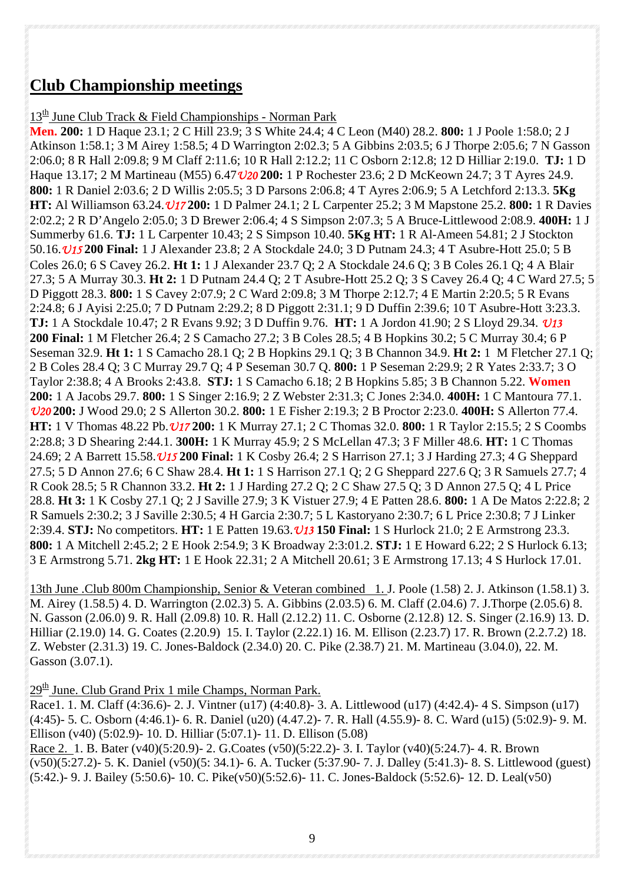# Club Championship meetings

13th June Club Track & Field Championships - Norman Park

**Men. 200:** 1 D Haque 23.1; 2 C Hill 23.9; 3 S White 24.4; 4 C Leon (M40) 28.2. **800:** 1 J Poole 1:58.0; 2 J Atkinson 1:58.1; 3 M Airey 1:58.5; 4 D Warrington 2:02.3; 5 A Gibbins 2:03.5; 6 J Thorpe 2:05.6; 7 N Gasson 2:06.0; 8 R Hall 2:09.8; 9 M Claff 2:11.6; 10 R Hall 2:12.2; 11 C Osborn 2:12.8; 12 D Hilliar 2:19.0. **TJ:** 1 D Haque 13.17; 2 M Martineau (M55) 6.47 *U20* **200:** 1 P Rochester 23.6; 2 D McKeown 24.7; 3 T Ayres 24.9. **800:** 1 R Daniel 2:03.6; 2 D Willis 2:05.5; 3 D Parsons 2:06.8; 4 T Ayres 2:06.9; 5 A Letchford 2:13.3. **5Kg HT:** Al Williamson 63.24. *U17* **200:** 1 D Palmer 24.1; 2 L Carpenter 25.2; 3 M Mapstone 25.2. **800:** 1 R Davies 2:02.2; 2 R D'Angelo 2:05.0; 3 D Brewer 2:06.4; 4 S Simpson 2:07.3; 5 A Bruce-Littlewood 2:08.9. **400H:** 1 J Summerby 61.6. **TJ:** 1 L Carpenter 10.43; 2 S Simpson 10.40. **5Kg HT:** 1 R Al-Ameen 54.81; 2 J Stockton 50.16. *U15* **200 Final:** 1 J Alexander 23.8; 2 A Stockdale 24.0; 3 D Putnam 24.3; 4 T Asube-Hott 25.0; 5 B Coles 26.0; 6 S Cavey 26.2. **Ht 1:** 1 J Alexander 23.7 Q; 2 A Stockdale 24.6 Q; 3 B Coles 26.1 Q; 4 A Blair 27.3; 5 A Murray 30.3. **Ht 2:** 1 D Putnam 24.4 Q; 2 T Asube-Hott 25.2 Q; 3 S Cavey 26.4 Q; 4 C Ward 27.5; 5 D Piggott 28.3. **800:** 1 S Cavey 2:07.9; 2 C Ward 2:09.8; 3 M Thorpe 2:12.7; 4 E Martin 2:20.5; 5 R Evans 2:24.8; 6 J Ayisi 2:25.0; 7 D Putnam 2:29.2; 8 D Piggott 2:31.1; 9 D Duffin 2:39.6; 10 T Asubre-Hott 3:23.3. **TJ:** 1 A Stockdale 10.47; 2 R Evans 9.92; 3 D Duffin 9.76. **HT:** 1 A Jordon 41.90; 2 S Lloyd 29.34. *U13* **200 Final:** 1 M Fletcher 26.4; 2 S Camacho 27.2; 3 B Coles 28.5; 4 B Hopkins 30.2; 5 C Murray 30.4; 6 P Seseman 32.9. **Ht 1:** 1 S Camacho 28.1 Q; 2 B Hopkins 29.1 Q; 3 B Channon 34.9. **Ht 2:** 1 M Fletcher 27.1 Q; 2 B Coles 28.4 Q; 3 C Murray 29.7 Q; 4 P Seseman 30.7 Q. **800:** 1 P Seseman 2:29.9; 2 R Yates 2:33.7; 3 O Taylor 2:38.8; 4 A Brooks 2:43.8. **STJ:** 1 S Camacho 6.18; 2 B Hopkins 5.85; 3 B Channon 5.22. **Women 200:** 1 A Jacobs 29.7. **800:** 1 S Singer 2:16.9; 2 Z Webster 2:31.3; C Jones 2:34.0. **400H:** 1 C Mantoura 77.1. *U20* **200:** J Wood 29.0; 2 S Allerton 30.2. **800:** 1 E Fisher 2:19.3; 2 B Proctor 2:23.0. **400H:** S Allerton 77.4. **HT:** 1 V Thomas 48.22 Pb. *U17* **200:** 1 K Murray 27.1; 2 C Thomas 32.0. **800:** 1 R Taylor 2:15.5; 2 S Coombs 2:28.8; 3 D Shearing 2:44.1. **300H:** 1 K Murray 45.9; 2 S McLellan 47.3; 3 F Miller 48.6. **HT:** 1 C Thomas 24.69; 2 A Barrett 15.58. *U15* **200 Final:** 1 K Cosby 26.4; 2 S Harrison 27.1; 3 J Harding 27.3; 4 G Sheppard 27.5; 5 D Annon 27.6; 6 C Shaw 28.4. **Ht 1:** 1 S Harrison 27.1 Q; 2 G Sheppard 227.6 Q; 3 R Samuels 27.7; 4 R Cook 28.5; 5 R Channon 33.2. **Ht 2:** 1 J Harding 27.2 Q; 2 C Shaw 27.5 Q; 3 D Annon 27.5 Q; 4 L Price 28.8. **Ht 3:** 1 K Cosby 27.1 Q; 2 J Saville 27.9; 3 K Vistuer 27.9; 4 E Patten 28.6. **800:** 1 A De Matos 2:22.8; 2 R Samuels 2:30.2; 3 J Saville 2:30.5; 4 H Garcia 2:30.7; 5 L Kastoryano 2:30.7; 6 L Price 2:30.8; 7 J Linker 2:39.4. **STJ:** No competitors. **HT:** 1 E Patten 19.63. *U13* **150 Final:** 1 S Hurlock 21.0; 2 E Armstrong 23.3. **800:** 1 A Mitchell 2:45.2; 2 E Hook 2:54.9; 3 K Broadway 2:3:01.2. **STJ:** 1 E Howard 6.22; 2 S Hurlock 6.13; 3 E Armstrong 5.71. **2kg HT:** 1 E Hook 22.31; 2 A Mitchell 20.61; 3 E Armstrong 17.13; 4 S Hurlock 17.01.

13th June .Club 800m Championship, Senior & Veteran combined 1. J. Poole (1.58) 2. J. Atkinson (1.58.1) 3. M. Airey (1.58.5) 4. D. Warrington (2.02.3) 5. A. Gibbins (2.03.5) 6. M. Claff (2.04.6) 7. J.Thorpe (2.05.6) 8. N. Gasson (2.06.0) 9. R. Hall (2.09.8) 10. R. Hall (2.12.2) 11. C. Osborne (2.12.8) 12. S. Singer (2.16.9) 13. D. Hilliar (2.19.0) 14. G. Coates (2.20.9) 15. I. Taylor (2.22.1) 16. M. Ellison (2.23.7) 17. R. Brown (2.2.7.2) 18. Z. Webster (2.31.3) 19. C. Jones-Baldock (2.34.0) 20. C. Pike (2.38.7) 21. M. Martineau (3.04.0), 22. M. Gasson (3.07.1).

29th June. Club Grand Prix 1 mile Champs, Norman Park.

Race1. 1. M. Claff (4:36.6)- 2. J. Vintner (u17) (4:40.8)- 3. A. Littlewood (u17) (4:42.4)- 4 S. Simpson (u17) (4:45)- 5. C. Osborn (4:46.1)- 6. R. Daniel (u20) (4.47.2)- 7. R. Hall (4.55.9)- 8. C. Ward (u15) (5:02.9)- 9. M. Ellison (v40) (5:02.9)- 10. D. Hilliar (5:07.1)- 11. D. Ellison (5.08)

Race 2. 1. B. Bater (v40)(5:20.9)- 2. G.Coates (v50)(5:22.2)- 3. I. Taylor (v40)(5:24.7)- 4. R. Brown (v50)(5:27.2)- 5. K. Daniel (v50)(5: 34.1)- 6. A. Tucker (5:37.90- 7. J. Dalley (5:41.3)- 8. S. Littlewood (guest) (5:42.)- 9. J. Bailey (5:50.6)- 10. C. Pike(v50)(5:52.6)- 11. C. Jones-Baldock (5:52.6)- 12. D. Leal(v50)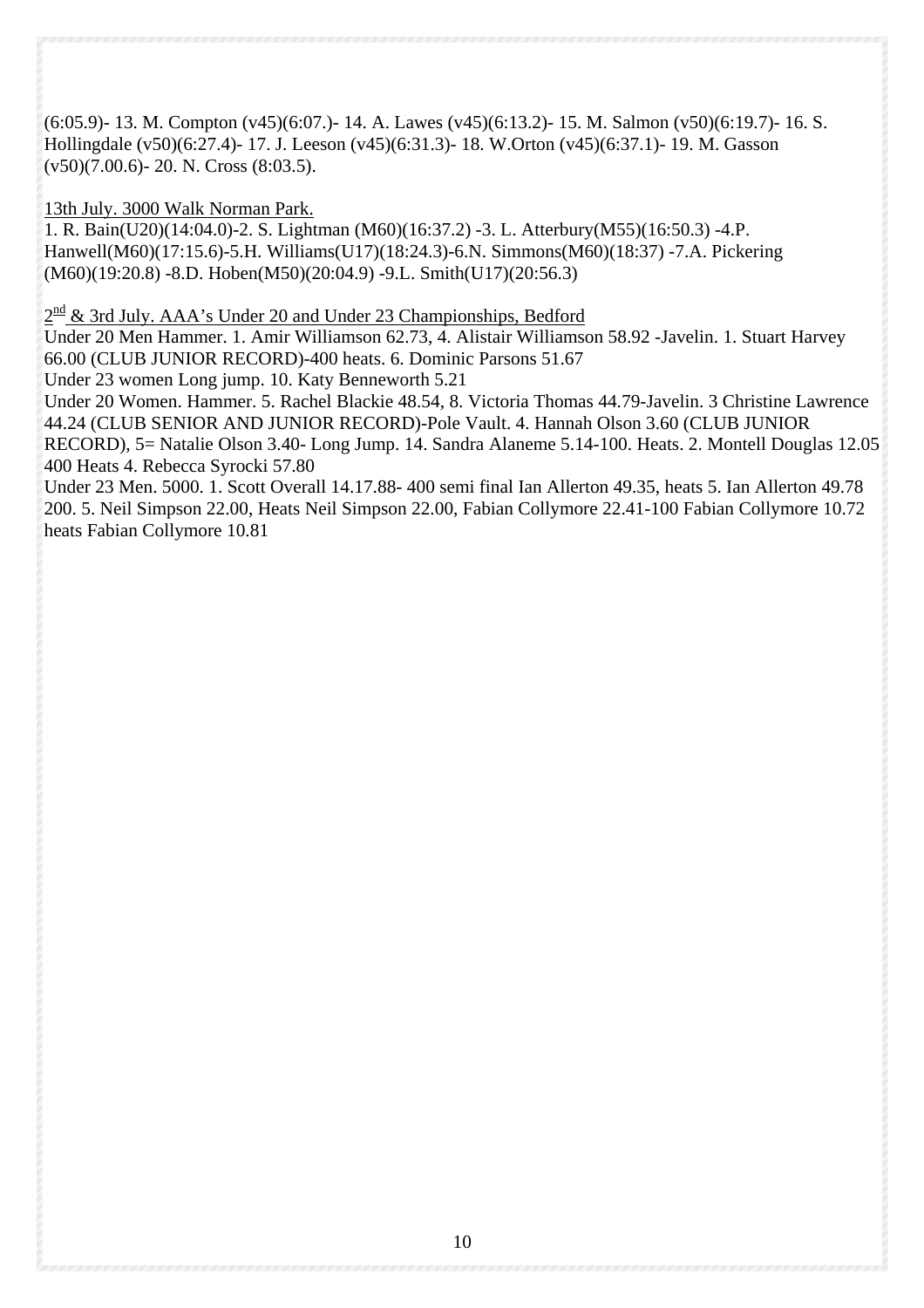(6:05.9)- 13. M. Compton (v45)(6:07.)- 14. A. Lawes (v45)(6:13.2)- 15. M. Salmon (v50)(6:19.7)- 16. S. Hollingdale (v50)(6:27.4)- 17. J. Leeson (v45)(6:31.3)- 18. W.Orton (v45)(6:37.1)- 19. M. Gasson (v50)(7.00.6)- 20. N. Cross (8:03.5).

13th July. 3000 Walk Norman Park.

1. R. Bain(U20)(14:04.0)-2. S. Lightman (M60)(16:37.2) -3. L. Atterbury(M55)(16:50.3) -4.P. Hanwell(M60)(17:15.6)-5.H. Williams(U17)(18:24.3)-6.N. Simmons(M60)(18:37) -7.A. Pickering (M60)(19:20.8) -8.D. Hoben(M50)(20:04.9) -9.L. Smith(U17)(20:56.3)

2nd & 3rd July. AAA's Under 20 and Under 23 Championships, Bedford

Under 20 Men Hammer. 1. Amir Williamson 62.73, 4. Alistair Williamson 58.92 -Javelin. 1. Stuart Harvey 66.00 (CLUB JUNIOR RECORD)-400 heats. 6. Dominic Parsons 51.67

Under 23 women Long jump. 10. Katy Benneworth 5.21

Under 20 Women. Hammer. 5. Rachel Blackie 48.54, 8. Victoria Thomas 44.79-Javelin. 3 Christine Lawrence 44.24 (CLUB SENIOR AND JUNIOR RECORD)-Pole Vault. 4. Hannah Olson 3.60 (CLUB JUNIOR RECORD), 5= Natalie Olson 3.40- Long Jump. 14. Sandra Alaneme 5.14-100. Heats. 2. Montell Douglas 12.05 400 Heats 4. Rebecca Syrocki 57.80

Under 23 Men. 5000. 1. Scott Overall 14.17.88- 400 semi final Ian Allerton 49.35, heats 5. Ian Allerton 49.78 200. 5. Neil Simpson 22.00, Heats Neil Simpson 22.00, Fabian Collymore 22.41-100 Fabian Collymore 10.72 heats Fabian Collymore 10.81